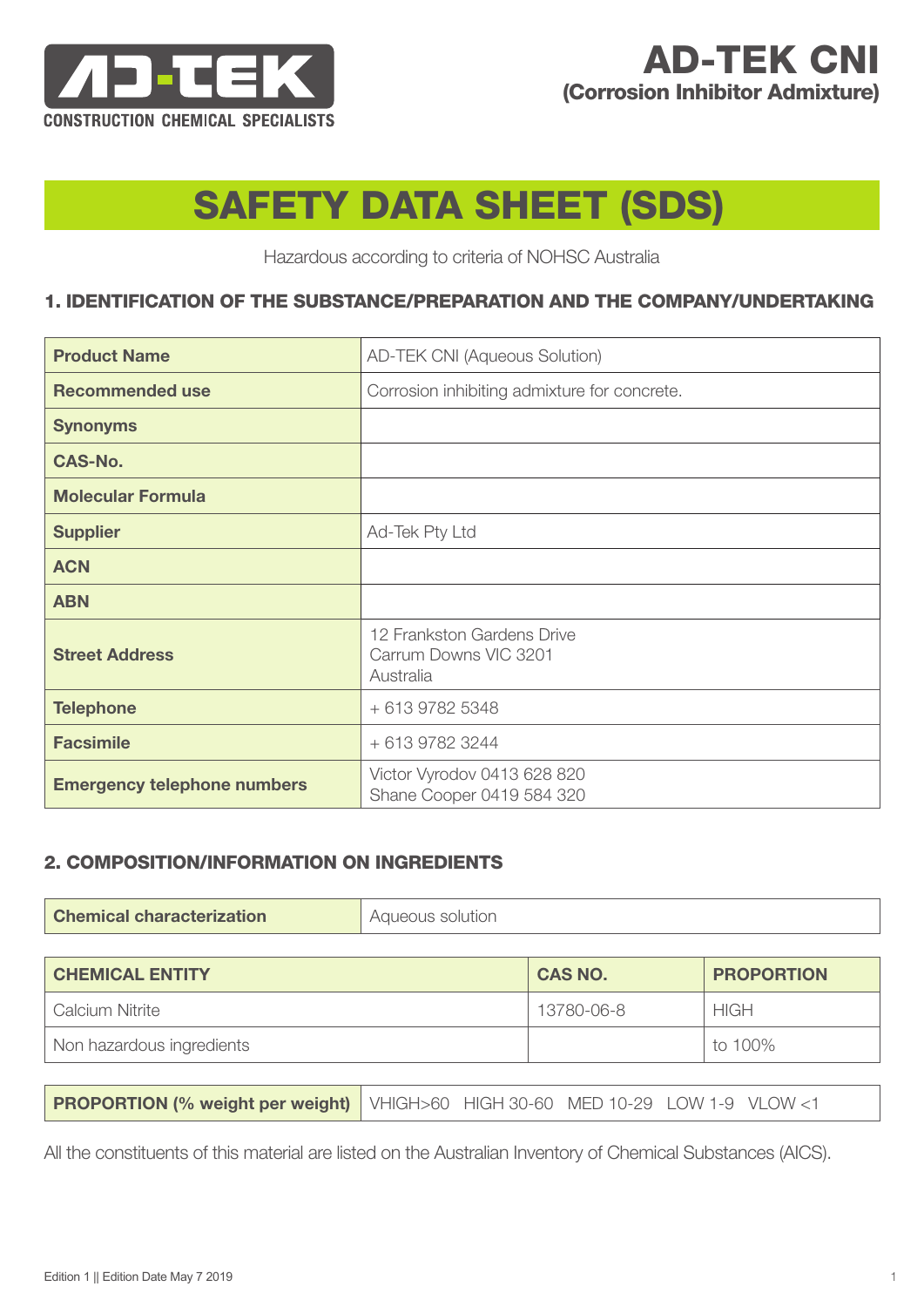# AD-TEK CNI
## (Corrosion Inhibitor Admixture)

# SAFETY DATA SHEET (SDS)

Hazardous according to criteria of NOHSC Australia

## 1. IDENTIFICATION OF THE SUBSTANCE/PREPARATION AND THE COMPANY/UNDERTAKING

| | |
|---|---|
| **Product Name** | AD-TEK CNI (Aqueous Solution) |
| **Recommended use** | Corrosion inhibiting admixture for concrete. |
| **Synonyms** | |
| **CAS-No.** | |
| **Molecular Formula** | |
| **Supplier** | Ad-Tek Pty Ltd |
| **ACN** | |
| **ABN** | |
| **Street Address** | 12 Frankston Gardens Drive<br>Carrum Downs VIC 3201<br>Australia |
| **Telephone** | + 613 9782 5348 |
| **Facsimile** | + 613 9782 3244 |
| **Emergency telephone numbers** | Victor Vyrodov 0413 628 820<br>Shane Cooper 0419 584 320 |

## 2. COMPOSITION/INFORMATION ON INGREDIENTS

| | |
|---|---|
| **Chemical characterization** | Aqueous solution |

| CHEMICAL ENTITY | CAS NO. | PROPORTION |
|---|---|---|
| Calcium Nitrite | 13780-06-8 | HIGH |
| Non hazardous ingredients | | to 100% |

| | |
|---|---|
| **PROPORTION (% weight per weight)** | VHIGH>60 HIGH 30-60 MED 10-29 LOW 1-9 VLOW <1 |

All the constituents of this material are listed on the Australian Inventory of Chemical Substances (AICS).

Edition 1 || Edition Date May 7 2019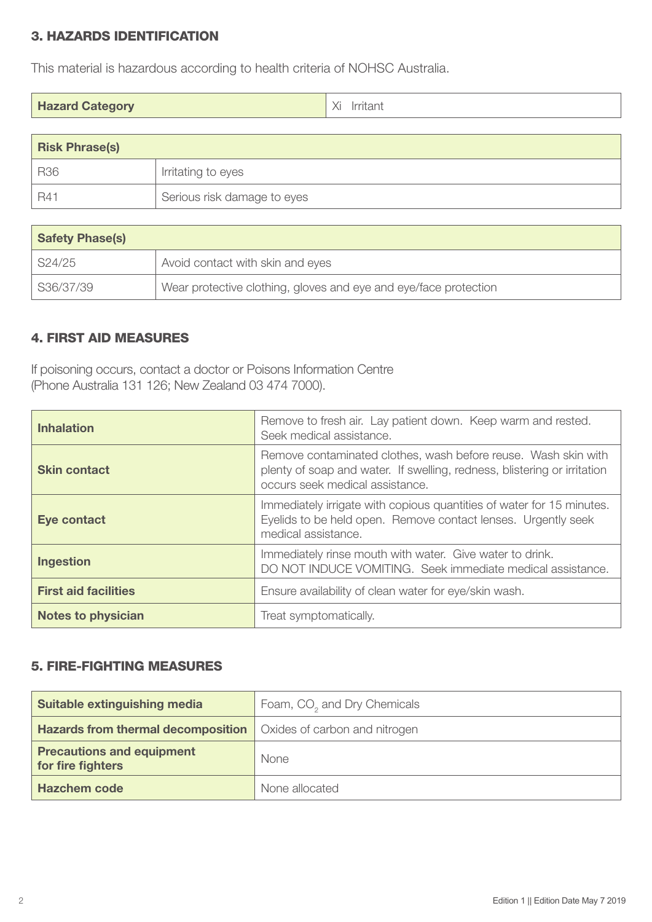## 3. HAZARDS IDENTIFICATION

This material is hazardous according to health criteria of NOHSC Australia.

| Hazard Category | Xi Irritant |
|---|---|

| Risk Phrase(s) | |
|---|---|
| R36 | Irritating to eyes |
| R41 | Serious risk damage to eyes |

| Safety Phase(s) | |
|---|---|
| S24/25 | Avoid contact with skin and eyes |
| S36/37/39 | Wear protective clothing, gloves and eye and eye/face protection |

## 4. FIRST AID MEASURES

If poisoning occurs, contact a doctor or Poisons Information Centre
(Phone Australia 131 126; New Zealand 03 474 7000).

| | |
|---|---|
| **Inhalation** | Remove to fresh air. Lay patient down. Keep warm and rested. Seek medical assistance. |
| **Skin contact** | Remove contaminated clothes, wash before reuse. Wash skin with plenty of soap and water. If swelling, redness, blistering or irritation occurs seek medical assistance. |
| **Eye contact** | Immediately irrigate with copious quantities of water for 15 minutes. Eyelids to be held open. Remove contact lenses. Urgently seek medical assistance. |
| **Ingestion** | Immediately rinse mouth with water. Give water to drink. DO NOT INDUCE VOMITING. Seek immediate medical assistance. |
| **First aid facilities** | Ensure availability of clean water for eye/skin wash. |
| **Notes to physician** | Treat symptomatically. |

## 5. FIRE-FIGHTING MEASURES

| | |
|---|---|
| **Suitable extinguishing media** | Foam, $CO_2$ and Dry Chemicals |
| **Hazards from thermal decomposition** | Oxides of carbon and nitrogen |
| **Precautions and equipment for fire fighters** | None |
| **Hazchem code** | None allocated |

Edition 1 || Edition Date May 7 2019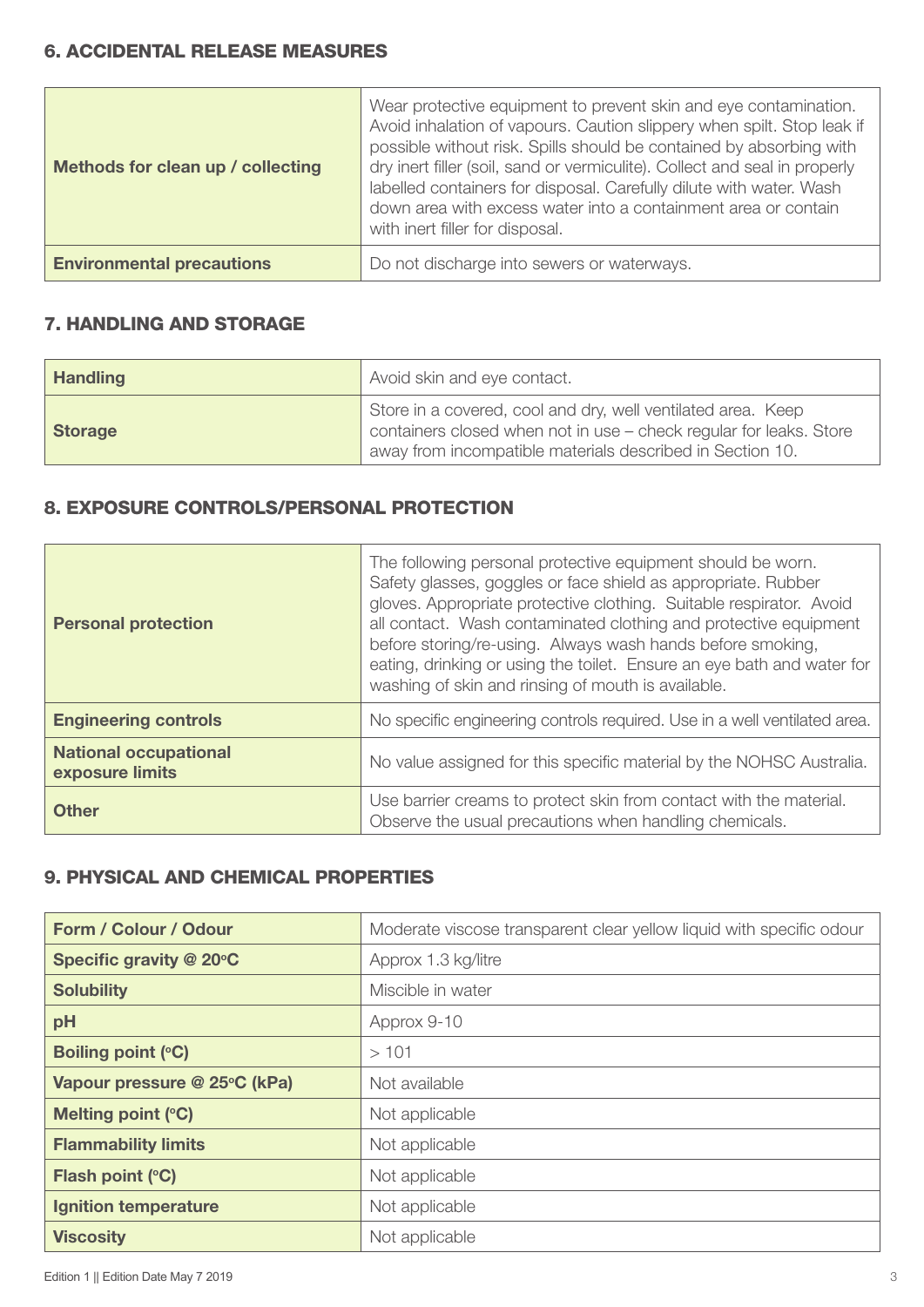## 6. ACCIDENTAL RELEASE MEASURES

| | |
|---|---|
| **Methods for clean up / collecting** | Wear protective equipment to prevent skin and eye contamination. Avoid inhalation of vapours. Caution slippery when spilt. Stop leak if possible without risk. Spills should be contained by absorbing with dry inert filler (soil, sand or vermiculite). Collect and seal in properly labelled containers for disposal. Carefully dilute with water. Wash down area with excess water into a containment area or contain with inert filler for disposal. |
| **Environmental precautions** | Do not discharge into sewers or waterways. |

## 7. HANDLING AND STORAGE

| | |
|---|---|
| **Handling** | Avoid skin and eye contact. |
| **Storage** | Store in a covered, cool and dry, well ventilated area. Keep containers closed when not in use – check regular for leaks. Store away from incompatible materials described in Section 10. |

## 8. EXPOSURE CONTROLS/PERSONAL PROTECTION

| | |
|---|---|
| **Personal protection** | The following personal protective equipment should be worn. Safety glasses, goggles or face shield as appropriate. Rubber gloves. Appropriate protective clothing. Suitable respirator. Avoid all contact. Wash contaminated clothing and protective equipment before storing/re-using. Always wash hands before smoking, eating, drinking or using the toilet. Ensure an eye bath and water for washing of skin and rinsing of mouth is available. |
| **Engineering controls** | No specific engineering controls required. Use in a well ventilated area. |
| **National occupational exposure limits** | No value assigned for this specific material by the NOHSC Australia. |
| **Other** | Use barrier creams to protect skin from contact with the material. Observe the usual precautions when handling chemicals. |

## 9. PHYSICAL AND CHEMICAL PROPERTIES

| | |
|---|---|
| **Form / Colour / Odour** | Moderate viscose transparent clear yellow liquid with specific odour |
| **Specific gravity @ 20°C** | Approx 1.3 kg/litre |
| **Solubility** | Miscible in water |
| **pH** | Approx 9-10 |
| **Boiling point (°C)** | > 101 |
| **Vapour pressure @ 25°C (kPa)** | Not available |
| **Melting point (°C)** | Not applicable |
| **Flammability limits** | Not applicable |
| **Flash point (°C)** | Not applicable |
| **Ignition temperature** | Not applicable |
| **Viscosity** | Not applicable |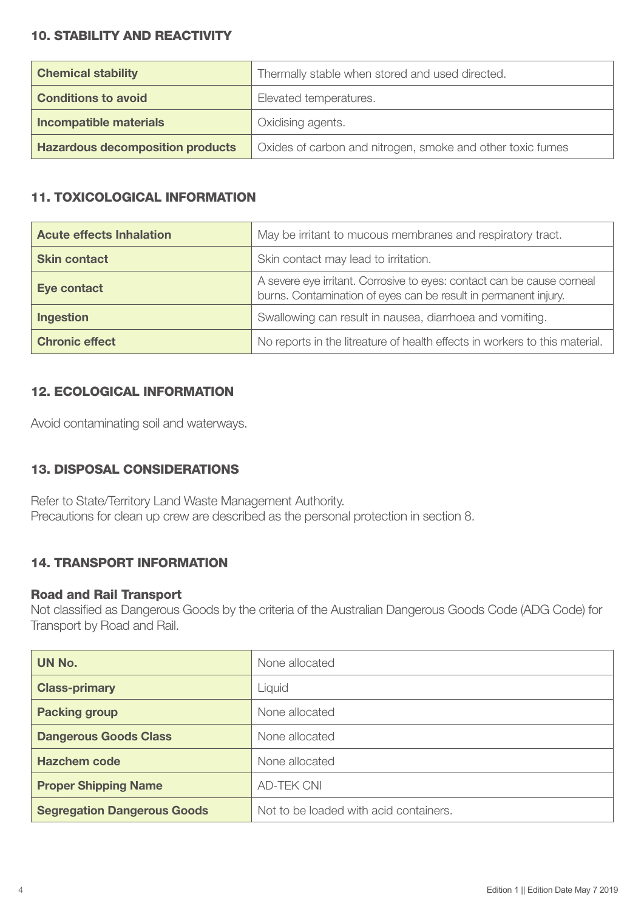## 10. STABILITY AND REACTIVITY

| | |
|---|---|
| **Chemical stability** | Thermally stable when stored and used directed. |
| **Conditions to avoid** | Elevated temperatures. |
| **Incompatible materials** | Oxidising agents. |
| **Hazardous decomposition products** | Oxides of carbon and nitrogen, smoke and other toxic fumes |

## 11. TOXICOLOGICAL INFORMATION

| | |
|---|---|
| **Acute effects Inhalation** | May be irritant to mucous membranes and respiratory tract. |
| **Skin contact** | Skin contact may lead to irritation. |
| **Eye contact** | A severe eye irritant. Corrosive to eyes: contact can be cause corneal burns. Contamination of eyes can be result in permanent injury. |
| **Ingestion** | Swallowing can result in nausea, diarrhoea and vomiting. |
| **Chronic effect** | No reports in the litreature of health effects in workers to this material. |

## 12. ECOLOGICAL INFORMATION

Avoid contaminating soil and waterways.

## 13. DISPOSAL CONSIDERATIONS

Refer to State/Territory Land Waste Management Authority.
Precautions for clean up crew are described as the personal protection in section 8.

## 14. TRANSPORT INFORMATION

### Road and Rail Transport

Not classified as Dangerous Goods by the criteria of the Australian Dangerous Goods Code (ADG Code) for Transport by Road and Rail.

| | |
|---|---|
| **UN No.** | None allocated |
| **Class-primary** | Liquid |
| **Packing group** | None allocated |
| **Dangerous Goods Class** | None allocated |
| **Hazchem code** | None allocated |
| **Proper Shipping Name** | AD-TEK CNI |
| **Segregation Dangerous Goods** | Not to be loaded with acid containers. |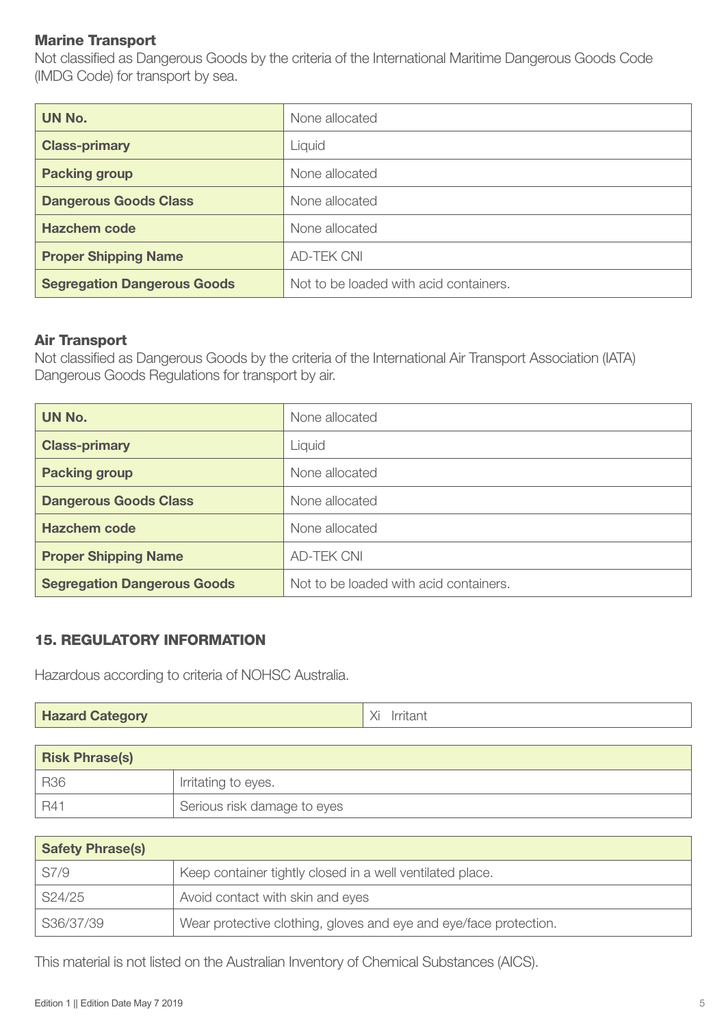### Marine Transport

Not classified as Dangerous Goods by the criteria of the International Maritime Dangerous Goods Code (IMDG Code) for transport by sea.

| **UN No.** | None allocated |
|---|---|
| **Class-primary** | Liquid |
| **Packing group** | None allocated |
| **Dangerous Goods Class** | None allocated |
| **Hazchem code** | None allocated |
| **Proper Shipping Name** | AD-TEK CNI |
| **Segregation Dangerous Goods** | Not to be loaded with acid containers. |

### Air Transport

Not classified as Dangerous Goods by the criteria of the International Air Transport Association (IATA) Dangerous Goods Regulations for transport by air.

| **UN No.** | None allocated |
|---|---|
| **Class-primary** | Liquid |
| **Packing group** | None allocated |
| **Dangerous Goods Class** | None allocated |
| **Hazchem code** | None allocated |
| **Proper Shipping Name** | AD-TEK CNI |
| **Segregation Dangerous Goods** | Not to be loaded with acid containers. |

## 15. REGULATORY INFORMATION

Hazardous according to criteria of NOHSC Australia.

| **Hazard Category** | Xi Irritant |
|---|---|

| **Risk Phrase(s)** | |
|---|---|
| R36 | Irritating to eyes. |
| R41 | Serious risk damage to eyes |

| **Safety Phrase(s)** | |
|---|---|
| S7/9 | Keep container tightly closed in a well ventilated place. |
| S24/25 | Avoid contact with skin and eyes |
| S36/37/39 | Wear protective clothing, gloves and eye and eye/face protection. |

This material is not listed on the Australian Inventory of Chemical Substances (AICS).

Edition 1 || Edition Date May 7 2019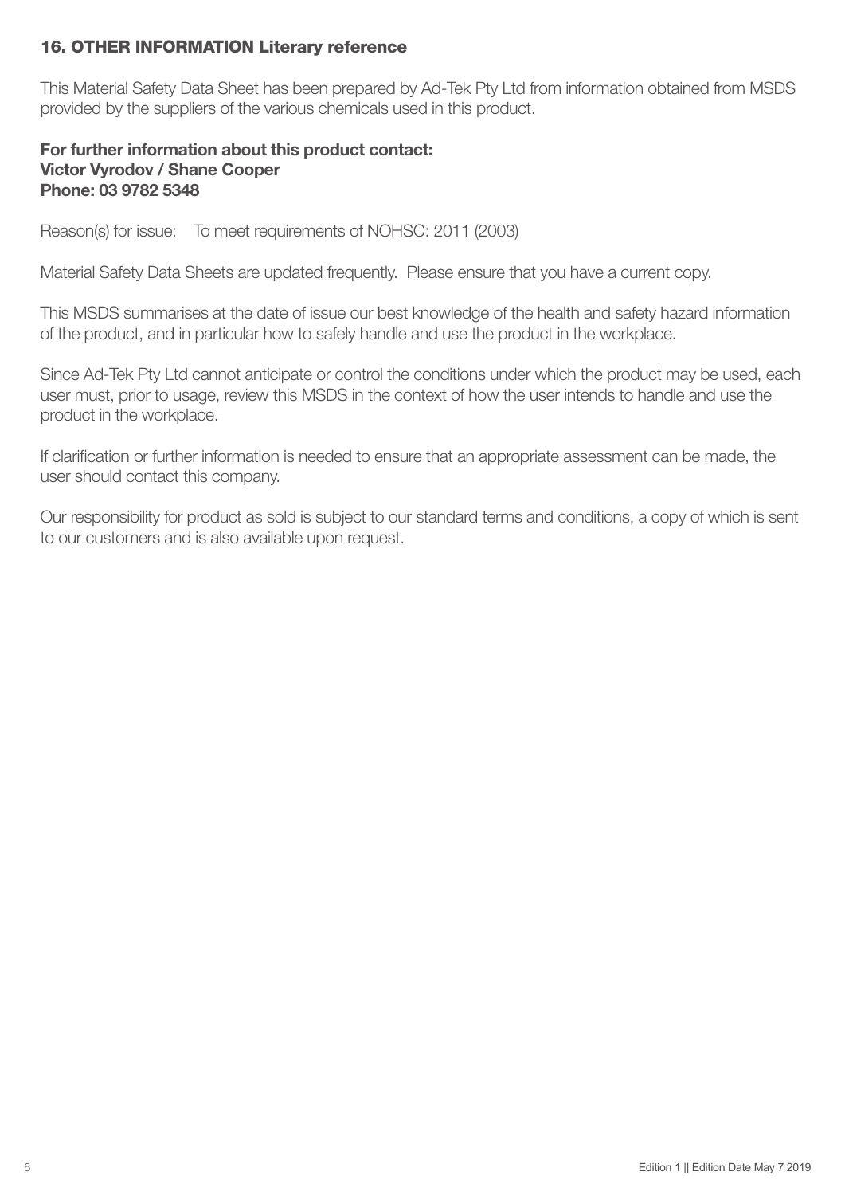## 16. OTHER INFORMATION Literary reference

This Material Safety Data Sheet has been prepared by Ad-Tek Pty Ltd from information obtained from MSDS provided by the suppliers of the various chemicals used in this product.

**For further information about this product contact:**
**Victor Vyrodov / Shane Cooper**
**Phone: 03 9782 5348**

Reason(s) for issue: To meet requirements of NOHSC: 2011 (2003)

Material Safety Data Sheets are updated frequently. Please ensure that you have a current copy.

This MSDS summarises at the date of issue our best knowledge of the health and safety hazard information of the product, and in particular how to safely handle and use the product in the workplace.

Since Ad-Tek Pty Ltd cannot anticipate or control the conditions under which the product may be used, each user must, prior to usage, review this MSDS in the context of how the user intends to handle and use the product in the workplace.

If clarification or further information is needed to ensure that an appropriate assessment can be made, the user should contact this company.

Our responsibility for product as sold is subject to our standard terms and conditions, a copy of which is sent to our customers and is also available upon request.